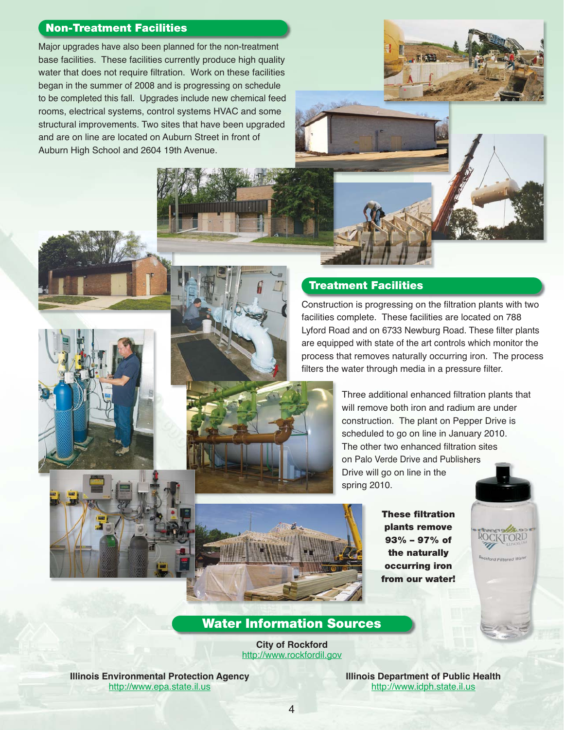## Non-Treatment Facilities

Major upgrades have also been planned for the non-treatment base facilities. These facilities currently produce high quality water that does not require filtration. Work on these facilities began in the summer of 2008 and is progressing on schedule to be completed this fall. Upgrades include new chemical feed rooms, electrical systems, control systems HVAC and some structural improvements. Two sites that have been upgraded and are on line are located on Auburn Street in front of Auburn High School and 2604 19th Avenue.

## Treatment Facilities

Construction is progressing on the filtration plants with two facilities complete. These facilities are located on 788 Lyford Road and on 6733 Newburg Road. These filter plants are equipped with state of the art controls which monitor the process that removes naturally occurring iron. The process filters the water through media in a pressure filter.

Three additional enhanced filtration plants that will remove both iron and radium are under construction. The plant on Pepper Drive is scheduled to go on line in January 2010. The other two enhanced filtration sites on Palo Verde Drive and Publishers Drive will go on line in the spring 2010.

**These filtration plants remove 93% – 97% of the naturally occurring iron from our water!**

## Water Information Sources

**City of Rockford**
http://www.rockfordil.gov

**Illinois Environmental Protection Agency**
http://www.epa.state.il.us

**Illinois Department of Public Health**
http://www.idph.state.il.us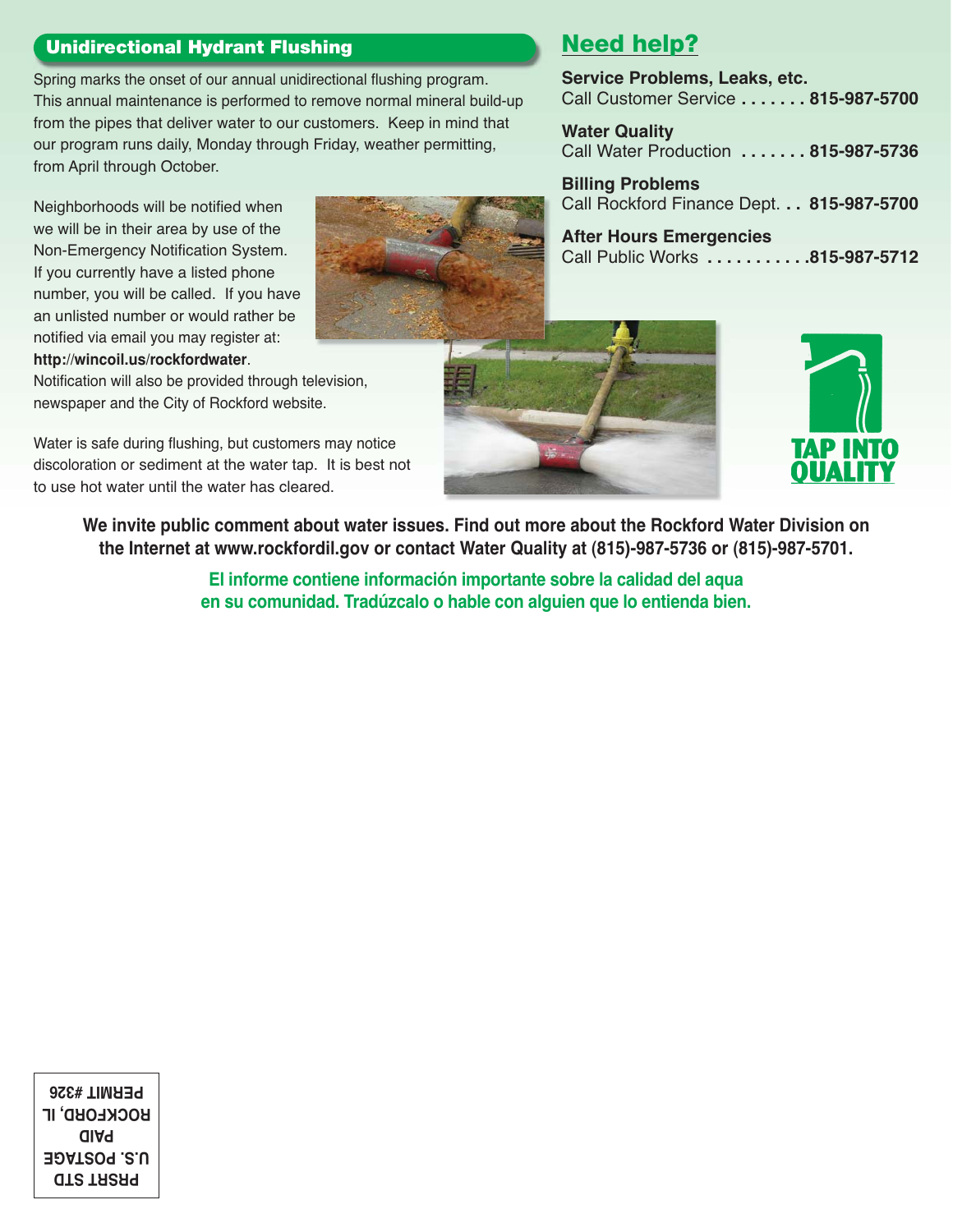## Unidirectional Hydrant Flushing

Spring marks the onset of our annual unidirectional flushing program. This annual maintenance is performed to remove normal mineral build-up from the pipes that deliver water to our customers. Keep in mind that our program runs daily, Monday through Friday, weather permitting, from April through October.

Neighborhoods will be notified when we will be in their area by use of the Non-Emergency Notification System. If you currently have a listed phone number, you will be called. If you have an unlisted number or would rather be notified via email you may register at: **http://wincoil.us/rockfordwater**. Notification will also be provided through television, newspaper and the City of Rockford website.

Water is safe during flushing, but customers may notice discoloration or sediment at the water tap. It is best not to use hot water until the water has cleared.

## Need help?

**Service Problems, Leaks, etc.**
Call Customer Service ....... **815-987-5700**

**Water Quality**
Call Water Production ....... **815-987-5736**

**Billing Problems**
Call Rockford Finance Dept. . . **815-987-5700**

**After Hours Emergencies**
Call Public Works ........... **815-987-5712**

TAP INTO QUALITY

**We invite public comment about water issues. Find out more about the Rockford Water Division on the Internet at www.rockfordil.gov or contact Water Quality at (815)-987-5736 or (815)-987-5701.**

**El informe contiene información importante sobre la calidad del aqua en su comunidad. Tradúzcalo o hable con alguien que lo entienda bien.**

PRSRT STD
U.S. POSTAGE
PAID
ROCKFORD, IL
PERMIT #326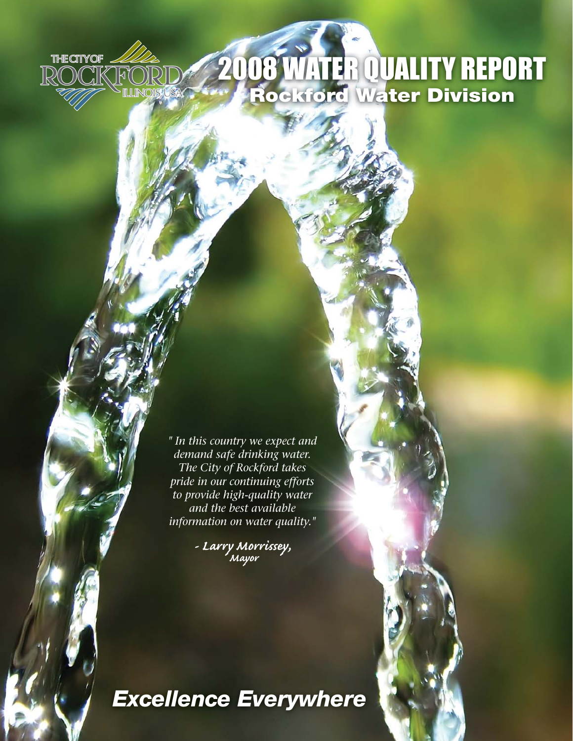THE CITY OF ROCKFORD ILLINOIS, USA

# 2008 WATER QUALITY REPORT

## Rockford Water Division

*" In this country we expect and demand safe drinking water. The City of Rockford takes pride in our continuing efforts to provide high-quality water and the best available information on water quality."*

*- Larry Morrissey, Mayor*

***Excellence Everywhere***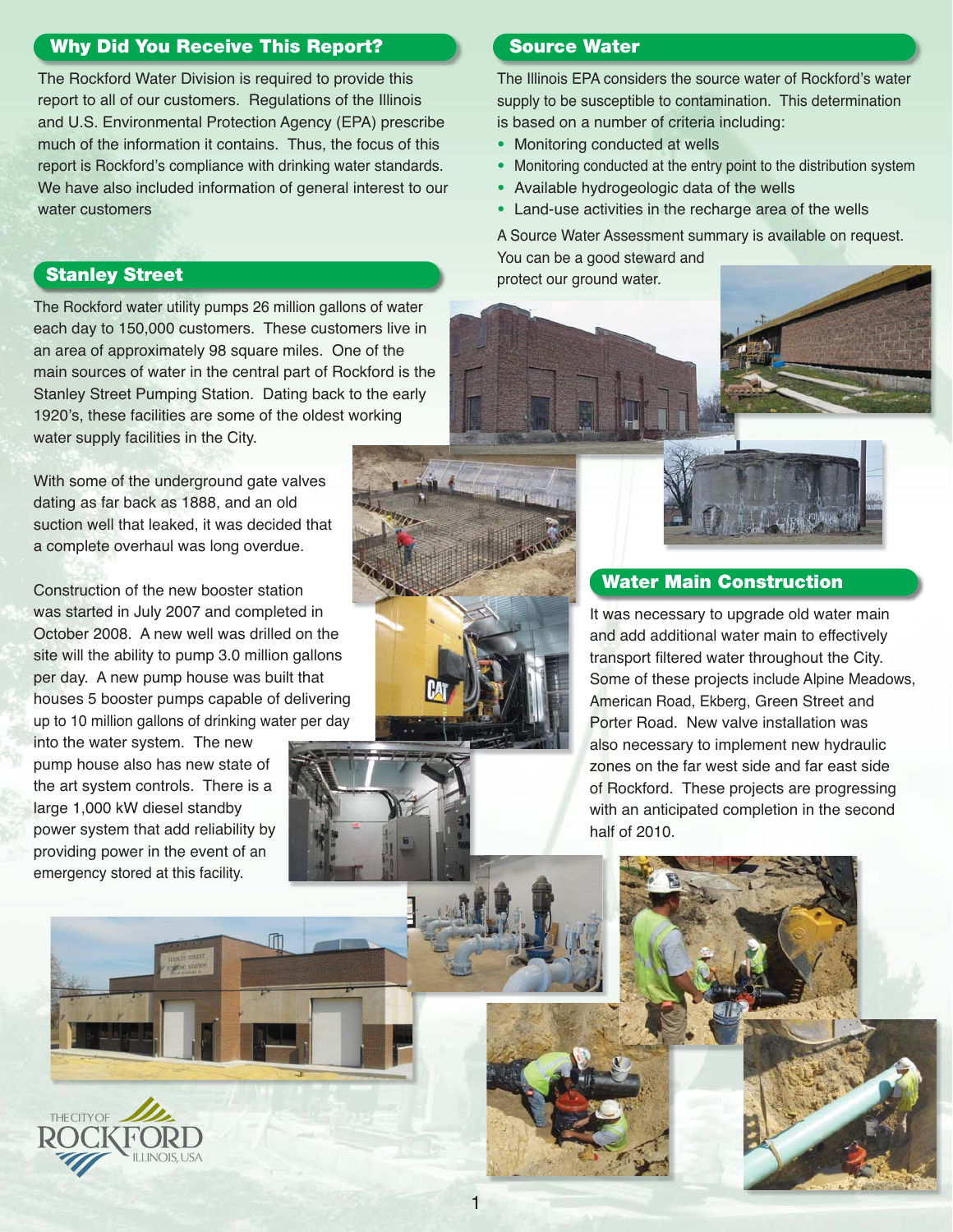## Why Did You Receive This Report?

The Rockford Water Division is required to provide this report to all of our customers. Regulations of the Illinois and U.S. Environmental Protection Agency (EPA) prescribe much of the information it contains. Thus, the focus of this report is Rockford's compliance with drinking water standards. We have also included information of general interest to our water customers

## Stanley Street

The Rockford water utility pumps 26 million gallons of water each day to 150,000 customers. These customers live in an area of approximately 98 square miles. One of the main sources of water in the central part of Rockford is the Stanley Street Pumping Station. Dating back to the early 1920's, these facilities are some of the oldest working water supply facilities in the City.

With some of the underground gate valves dating as far back as 1888, and an old suction well that leaked, it was decided that a complete overhaul was long overdue.

Construction of the new booster station was started in July 2007 and completed in October 2008. A new well was drilled on the site will the ability to pump 3.0 million gallons per day. A new pump house was built that houses 5 booster pumps capable of delivering up to 10 million gallons of drinking water per day into the water system. The new pump house also has new state of the art system controls. There is a large 1,000 kW diesel standby power system that add reliability by providing power in the event of an emergency stored at this facility.

## Source Water

The Illinois EPA considers the source water of Rockford's water supply to be susceptible to contamination. This determination is based on a number of criteria including:

- Monitoring conducted at wells
- Monitoring conducted at the entry point to the distribution system
- Available hydrogeologic data of the wells
- Land-use activities in the recharge area of the wells

A Source Water Assessment summary is available on request. You can be a good steward and protect our ground water.

## Water Main Construction

It was necessary to upgrade old water main and add additional water main to effectively transport filtered water throughout the City. Some of these projects include Alpine Meadows, American Road, Ekberg, Green Street and Porter Road. New valve installation was also necessary to implement new hydraulic zones on the far west side and far east side of Rockford. These projects are progressing with an anticipated completion in the second half of 2010.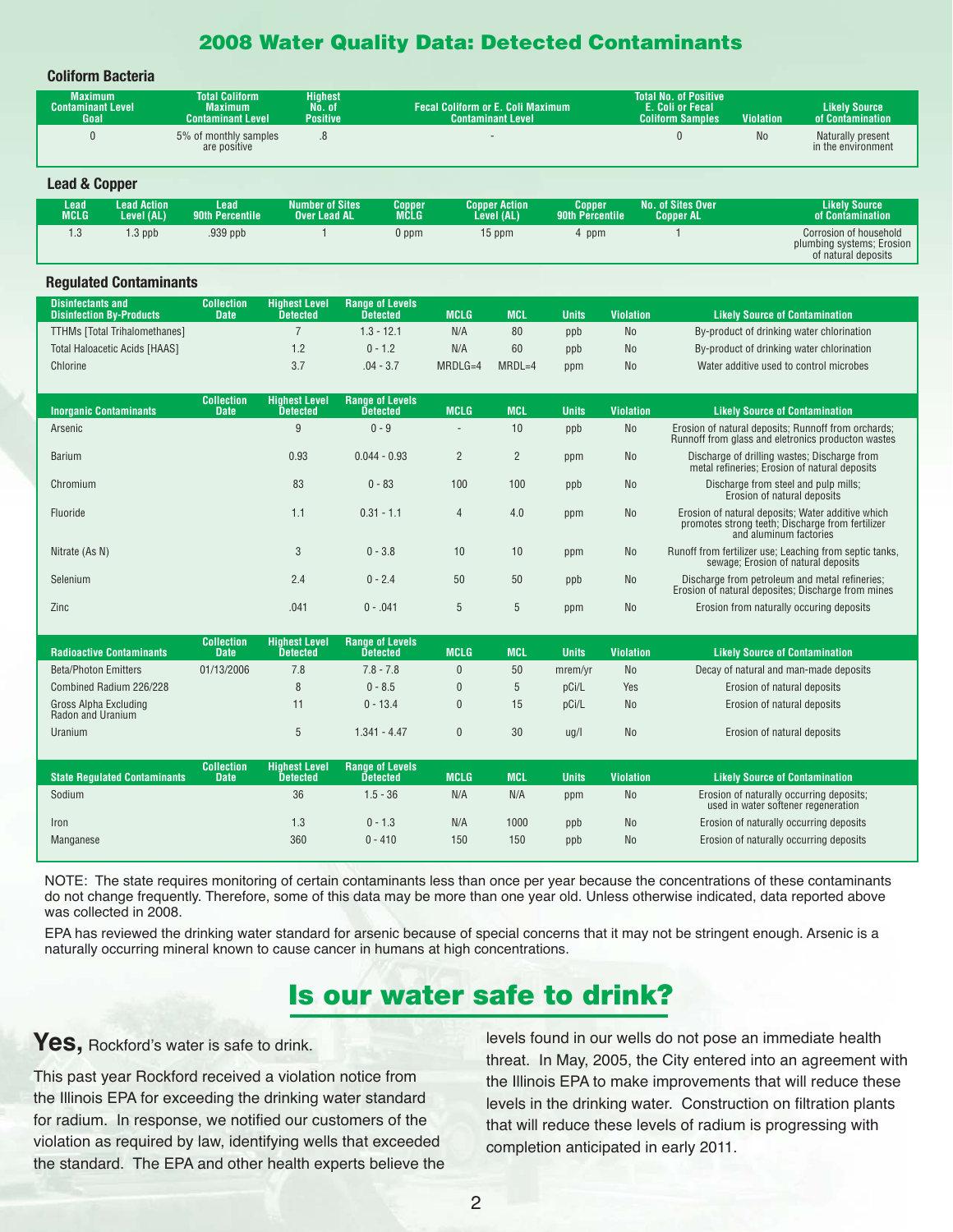# 2008 Water Quality Data: Detected Contaminants

### Coliform Bacteria

| Maximum Contaminant Level Goal | Total Coliform Maximum Contaminant Level | Highest No. of Positive | Fecal Coliform or E. Coli Maximum Contaminant Level | Total No. of Positive E. Coli or Fecal Coliform Samples | Violation | Likely Source of Contamination |
|---|---|---|---|---|---|---|
| 0 | 5% of monthly samples are positive | .8 | - | 0 | No | Naturally present in the environment |

### Lead & Copper

| Lead MCLG | Lead Action Level (AL) | Lead 90th Percentile | Number of Sites Over Lead AL | Copper MCLG | Copper Action Level (AL) | Copper 90th Percentile | No. of Sites Over Copper AL | Likely Source of Contamination |
|---|---|---|---|---|---|---|---|---|
| 1.3 | 1.3 ppb | .939 ppb | 1 | 0 ppm | 15 ppm | 4 ppm | 1 | Corrosion of household plumbing systems; Erosion of natural deposits |

### Regulated Contaminants

| Disinfectants and Disinfection By-Products | Collection Date | Highest Level Detected | Range of Levels Detected | MCLG | MCL | Units | Violation | Likely Source of Contamination |
|---|---|---|---|---|---|---|---|---|
| TTHMs [Total Trihalomethanes] | | 7 | 1.3 - 12.1 | N/A | 80 | ppb | No | By-product of drinking water chlorination |
| Total Haloacetic Acids [HAAS] | | 1.2 | 0 - 1.2 | N/A | 60 | ppb | No | By-product of drinking water chlorination |
| Chlorine | | 3.7 | .04 - 3.7 | MRDLG=4 | MRDL=4 | ppm | No | Water additive used to control microbes |

| Inorganic Contaminants | Collection Date | Highest Level Detected | Range of Levels Detected | MCLG | MCL | Units | Violation | Likely Source of Contamination |
|---|---|---|---|---|---|---|---|---|
| Arsenic | | 9 | 0 - 9 | - | 10 | ppb | No | Erosion of natural deposits; Runnoff from orchards; Runnoff from glass and eletronics producton wastes |
| Barium | | 0.93 | 0.044 - 0.93 | 2 | 2 | ppm | No | Discharge of drilling wastes; Discharge from metal refineries; Erosion of natural deposits |
| Chromium | | 83 | 0 - 83 | 100 | 100 | ppb | No | Discharge from steel and pulp mills; Erosion of natural deposits |
| Fluoride | | 1.1 | 0.31 - 1.1 | 4 | 4.0 | ppm | No | Erosion of natural deposits; Water additive which promotes strong teeth; Discharge from fertilizer and aluminum factories |
| Nitrate (As N) | | 3 | 0 - 3.8 | 10 | 10 | ppm | No | Runoff from fertilizer use; Leaching from septic tanks, sewage; Erosion of natural deposits |
| Selenium | | 2.4 | 0 - 2.4 | 50 | 50 | ppb | No | Discharge from petroleum and metal refineries; Erosion of natural deposites; Discharge from mines |
| Zinc | | .041 | 0 - .041 | 5 | 5 | ppm | No | Erosion from naturally occuring deposits |

| Radioactive Contaminants | Collection Date | Highest Level Detected | Range of Levels Detected | MCLG | MCL | Units | Violation | Likely Source of Contamination |
|---|---|---|---|---|---|---|---|---|
| Beta/Photon Emitters | 01/13/2006 | 7.8 | 7.8 - 7.8 | 0 | 50 | mrem/yr | No | Decay of natural and man-made deposits |
| Combined Radium 226/228 | | 8 | 0 - 8.5 | 0 | 5 | pCi/L | Yes | Erosion of natural deposits |
| Gross Alpha Excluding Radon and Uranium | | 11 | 0 - 13.4 | 0 | 15 | pCi/L | No | Erosion of natural deposits |
| Uranium | | 5 | 1.341 - 4.47 | 0 | 30 | ug/l | No | Erosion of natural deposits |

| State Regulated Contaminants | Collection Date | Highest Level Detected | Range of Levels Detected | MCLG | MCL | Units | Violation | Likely Source of Contamination |
|---|---|---|---|---|---|---|---|---|
| Sodium | | 36 | 1.5 - 36 | N/A | N/A | ppm | No | Erosion of naturally occurring deposits; used in water softener regeneration |
| Iron | | 1.3 | 0 - 1.3 | N/A | 1000 | ppb | No | Erosion of naturally occurring deposits |
| Manganese | | 360 | 0 - 410 | 150 | 150 | ppb | No | Erosion of naturally occurring deposits |

NOTE: The state requires monitoring of certain contaminants less than once per year because the concentrations of these contaminants do not change frequently. Therefore, some of this data may be more than one year old. Unless otherwise indicated, data reported above was collected in 2008.

EPA has reviewed the drinking water standard for arsenic because of special concerns that it may not be stringent enough. Arsenic is a naturally occurring mineral known to cause cancer in humans at high concentrations.

# Is our water safe to drink?

**Yes,** Rockford's water is safe to drink.

This past year Rockford received a violation notice from the Illinois EPA for exceeding the drinking water standard for radium. In response, we notified our customers of the violation as required by law, identifying wells that exceeded the standard. The EPA and other health experts believe the levels found in our wells do not pose an immediate health threat. In May, 2005, the City entered into an agreement with the Illinois EPA to make improvements that will reduce these levels in the drinking water. Construction on filtration plants that will reduce these levels of radium is progressing with completion anticipated in early 2011.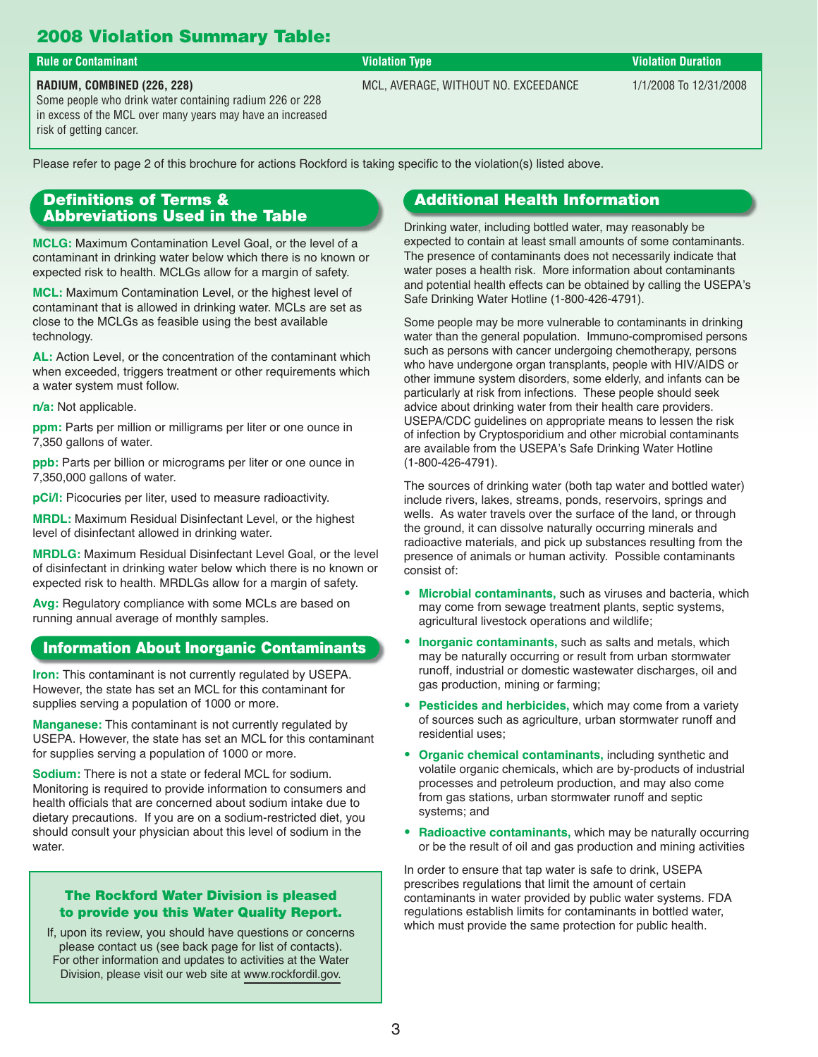## 2008 Violation Summary Table:

| Rule or Contaminant | Violation Type | Violation Duration |
|---|---|---|
| **RADIUM, COMBINED (226, 228)** Some people who drink water containing radium 226 or 228 in excess of the MCL over many years may have an increased risk of getting cancer. | MCL, AVERAGE, WITHOUT NO. EXCEEDANCE | 1/1/2008 To 12/31/2008 |

Please refer to page 2 of this brochure for actions Rockford is taking specific to the violation(s) listed above.

## Definitions of Terms & Abbreviations Used in the Table

**MCLG:** Maximum Contamination Level Goal, or the level of a contaminant in drinking water below which there is no known or expected risk to health. MCLGs allow for a margin of safety.

**MCL:** Maximum Contamination Level, or the highest level of contaminant that is allowed in drinking water. MCLs are set as close to the MCLGs as feasible using the best available technology.

**AL:** Action Level, or the concentration of the contaminant which when exceeded, triggers treatment or other requirements which a water system must follow.

**n/a:** Not applicable.

**ppm:** Parts per million or milligrams per liter or one ounce in 7,350 gallons of water.

**ppb:** Parts per billion or micrograms per liter or one ounce in 7,350,000 gallons of water.

**pCi/l:** Picocuries per liter, used to measure radioactivity.

**MRDL:** Maximum Residual Disinfectant Level, or the highest level of disinfectant allowed in drinking water.

**MRDLG:** Maximum Residual Disinfectant Level Goal, or the level of disinfectant in drinking water below which there is no known or expected risk to health. MRDLGs allow for a margin of safety.

**Avg:** Regulatory compliance with some MCLs are based on running annual average of monthly samples.

## Information About Inorganic Contaminants

**Iron:** This contaminant is not currently regulated by USEPA. However, the state has set an MCL for this contaminant for supplies serving a population of 1000 or more.

**Manganese:** This contaminant is not currently regulated by USEPA. However, the state has set an MCL for this contaminant for supplies serving a population of 1000 or more.

**Sodium:** There is not a state or federal MCL for sodium. Monitoring is required to provide information to consumers and health officials that are concerned about sodium intake due to dietary precautions. If you are on a sodium-restricted diet, you should consult your physician about this level of sodium in the water.

**The Rockford Water Division is pleased to provide you this Water Quality Report.**

If, upon its review, you should have questions or concerns please contact us (see back page for list of contacts). For other information and updates to activities at the Water Division, please visit our web site at www.rockfordil.gov.

## Additional Health Information

Drinking water, including bottled water, may reasonably be expected to contain at least small amounts of some contaminants. The presence of contaminants does not necessarily indicate that water poses a health risk. More information about contaminants and potential health effects can be obtained by calling the USEPA's Safe Drinking Water Hotline (1-800-426-4791).

Some people may be more vulnerable to contaminants in drinking water than the general population. Immuno-compromised persons such as persons with cancer undergoing chemotherapy, persons who have undergone organ transplants, people with HIV/AIDS or other immune system disorders, some elderly, and infants can be particularly at risk from infections. These people should seek advice about drinking water from their health care providers. USEPA/CDC guidelines on appropriate means to lessen the risk of infection by Cryptosporidium and other microbial contaminants are available from the USEPA's Safe Drinking Water Hotline (1-800-426-4791).

The sources of drinking water (both tap water and bottled water) include rivers, lakes, streams, ponds, reservoirs, springs and wells. As water travels over the surface of the land, or through the ground, it can dissolve naturally occurring minerals and radioactive materials, and pick up substances resulting from the presence of animals or human activity. Possible contaminants consist of:

- **Microbial contaminants,** such as viruses and bacteria, which may come from sewage treatment plants, septic systems, agricultural livestock operations and wildlife;
- **Inorganic contaminants,** such as salts and metals, which may be naturally occurring or result from urban stormwater runoff, industrial or domestic wastewater discharges, oil and gas production, mining or farming;
- **Pesticides and herbicides,** which may come from a variety of sources such as agriculture, urban stormwater runoff and residential uses;
- **Organic chemical contaminants,** including synthetic and volatile organic chemicals, which are by-products of industrial processes and petroleum production, and may also come from gas stations, urban stormwater runoff and septic systems; and
- **Radioactive contaminants,** which may be naturally occurring or be the result of oil and gas production and mining activities

In order to ensure that tap water is safe to drink, USEPA prescribes regulations that limit the amount of certain contaminants in water provided by public water systems. FDA regulations establish limits for contaminants in bottled water, which must provide the same protection for public health.